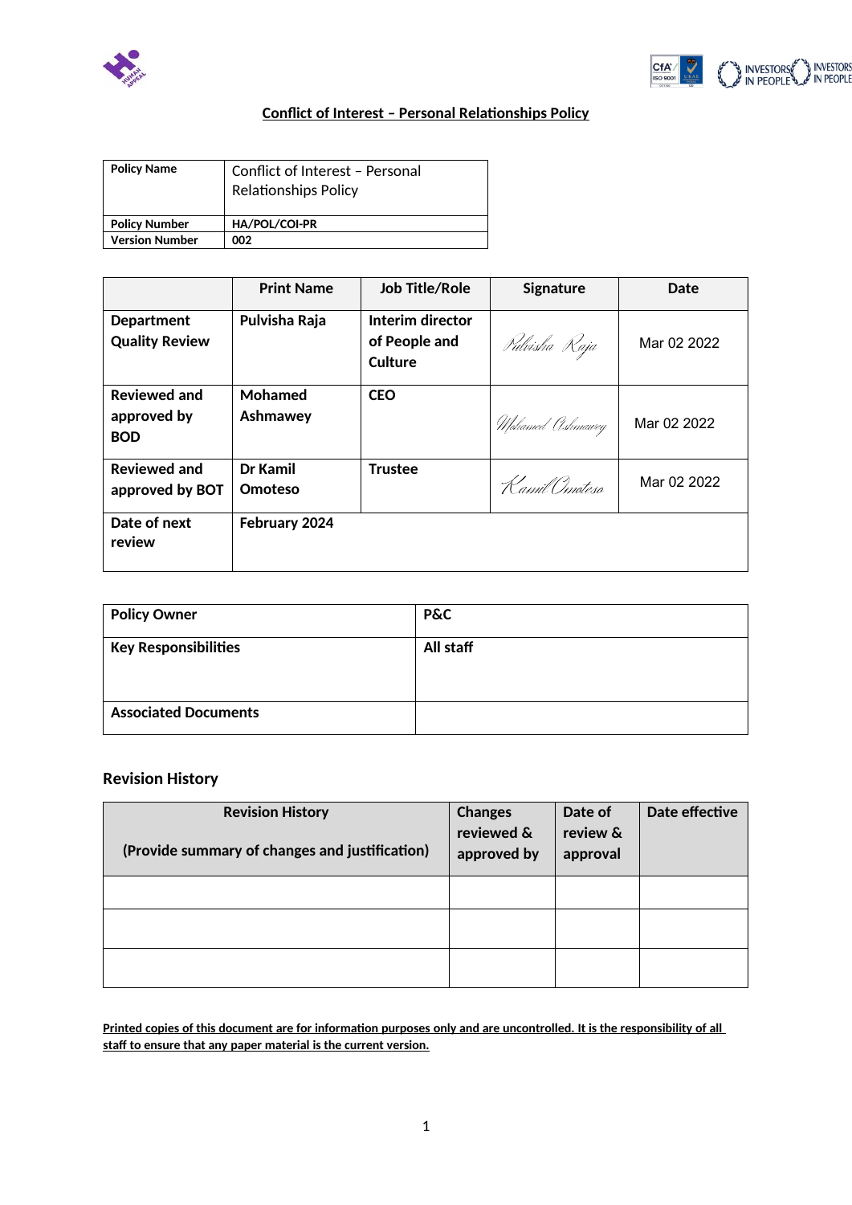# Conflict of Interest – Personal Relationships Policy

| Policy Name | Conflict of Interest – Personal Relationships Policy |
|---|---|
| Policy Number | HA/POL/COI-PR |
| Version Number | 002 |

| | Print Name | Job Title/Role | Signature | Date |
|---|---|---|---|---|
| Department Quality Review | Pulvisha Raja | Interim director of People and Culture | Pulvisha Raja | Mar 02 2022 |
| Reviewed and approved by BOD | Mohamed Ashmawey | CEO | Mohamed Ashmawey | Mar 02 2022 |
| Reviewed and approved by BOT | Dr Kamil Omoteso | Trustee | Kamil Omoteso | Mar 02 2022 |
| Date of next review | February 2024 | | | |

| Policy Owner | P&C |
|---|---|
| Key Responsibilities | All staff |
| Associated Documents | |

## Revision History

| Revision History (Provide summary of changes and justification) | Changes reviewed & approved by | Date of review & approval | Date effective |
|---|---|---|---|
| | | | |
| | | | |
| | | | |

**Printed copies of this document are for information purposes only and are uncontrolled. It is the responsibility of all staff to ensure that any paper material is the current version.**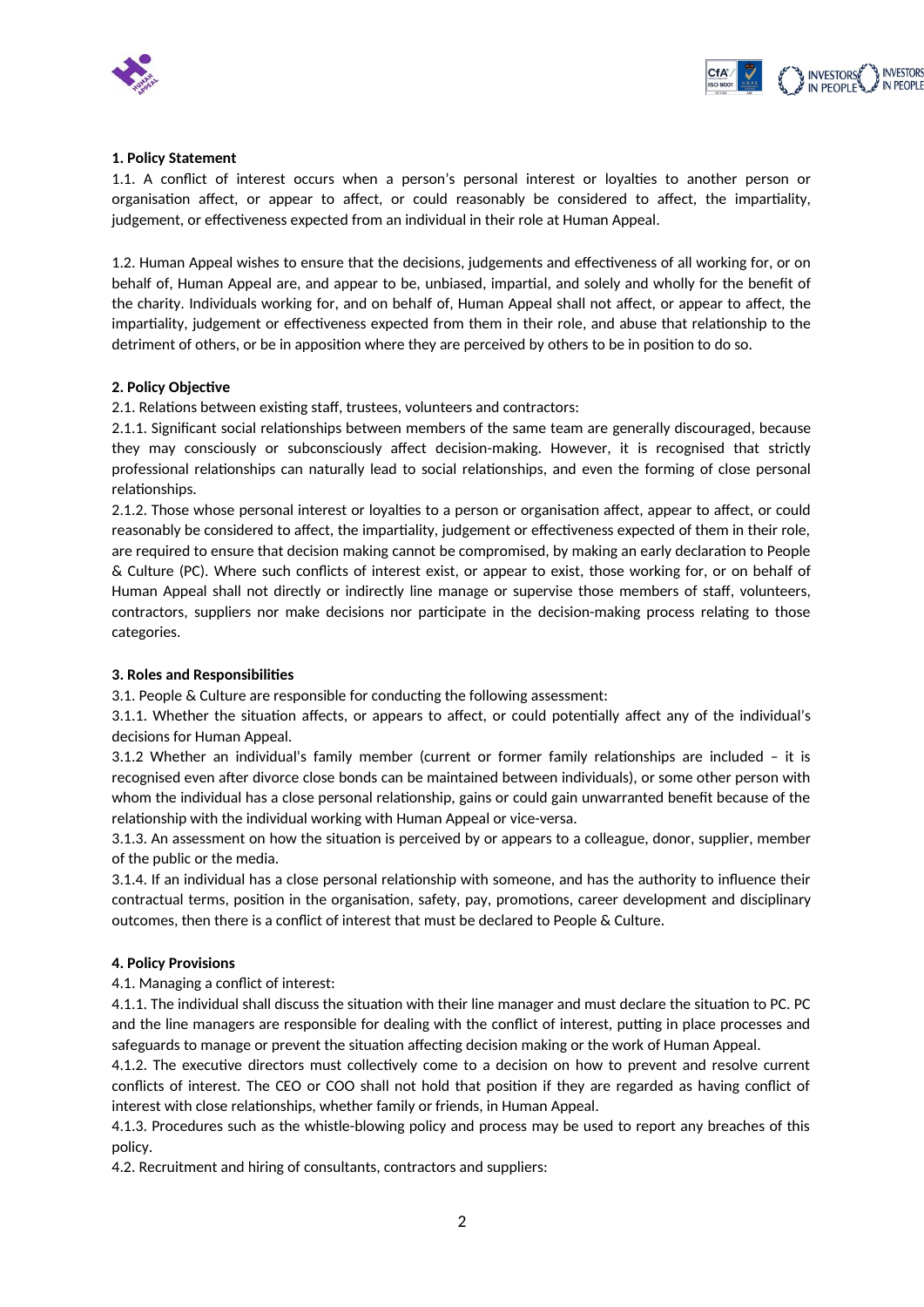**1. Policy Statement**

1.1. A conflict of interest occurs when a person's personal interest or loyalties to another person or organisation affect, or appear to affect, or could reasonably be considered to affect, the impartiality, judgement, or effectiveness expected from an individual in their role at Human Appeal.

1.2. Human Appeal wishes to ensure that the decisions, judgements and effectiveness of all working for, or on behalf of, Human Appeal are, and appear to be, unbiased, impartial, and solely and wholly for the benefit of the charity. Individuals working for, and on behalf of, Human Appeal shall not affect, or appear to affect, the impartiality, judgement or effectiveness expected from them in their role, and abuse that relationship to the detriment of others, or be in apposition where they are perceived by others to be in position to do so.

**2. Policy Objective**

2.1. Relations between existing staff, trustees, volunteers and contractors:

2.1.1. Significant social relationships between members of the same team are generally discouraged, because they may consciously or subconsciously affect decision-making. However, it is recognised that strictly professional relationships can naturally lead to social relationships, and even the forming of close personal relationships.

2.1.2. Those whose personal interest or loyalties to a person or organisation affect, appear to affect, or could reasonably be considered to affect, the impartiality, judgement or effectiveness expected of them in their role, are required to ensure that decision making cannot be compromised, by making an early declaration to People & Culture (PC). Where such conflicts of interest exist, or appear to exist, those working for, or on behalf of Human Appeal shall not directly or indirectly line manage or supervise those members of staff, volunteers, contractors, suppliers nor make decisions nor participate in the decision-making process relating to those categories.

**3. Roles and Responsibilities**

3.1. People & Culture are responsible for conducting the following assessment:

3.1.1. Whether the situation affects, or appears to affect, or could potentially affect any of the individual's decisions for Human Appeal.

3.1.2 Whether an individual's family member (current or former family relationships are included – it is recognised even after divorce close bonds can be maintained between individuals), or some other person with whom the individual has a close personal relationship, gains or could gain unwarranted benefit because of the relationship with the individual working with Human Appeal or vice-versa.

3.1.3. An assessment on how the situation is perceived by or appears to a colleague, donor, supplier, member of the public or the media.

3.1.4. If an individual has a close personal relationship with someone, and has the authority to influence their contractual terms, position in the organisation, safety, pay, promotions, career development and disciplinary outcomes, then there is a conflict of interest that must be declared to People & Culture.

**4. Policy Provisions**

4.1. Managing a conflict of interest:

4.1.1. The individual shall discuss the situation with their line manager and must declare the situation to PC. PC and the line managers are responsible for dealing with the conflict of interest, putting in place processes and safeguards to manage or prevent the situation affecting decision making or the work of Human Appeal.

4.1.2. The executive directors must collectively come to a decision on how to prevent and resolve current conflicts of interest. The CEO or COO shall not hold that position if they are regarded as having conflict of interest with close relationships, whether family or friends, in Human Appeal.

4.1.3. Procedures such as the whistle-blowing policy and process may be used to report any breaches of this policy.

4.2. Recruitment and hiring of consultants, contractors and suppliers: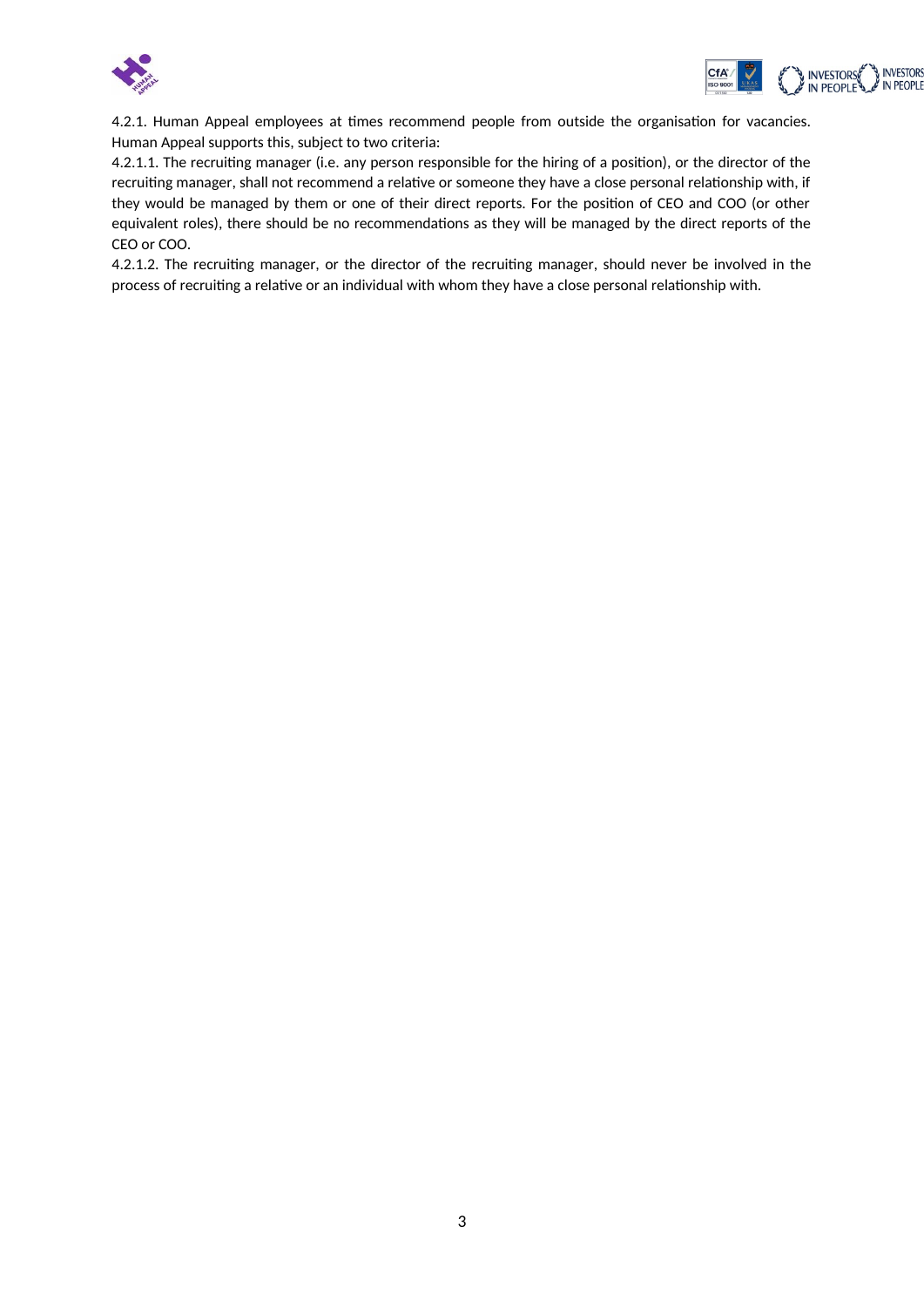4.2.1. Human Appeal employees at times recommend people from outside the organisation for vacancies. Human Appeal supports this, subject to two criteria:

4.2.1.1. The recruiting manager (i.e. any person responsible for the hiring of a position), or the director of the recruiting manager, shall not recommend a relative or someone they have a close personal relationship with, if they would be managed by them or one of their direct reports. For the position of CEO and COO (or other equivalent roles), there should be no recommendations as they will be managed by the direct reports of the CEO or COO.

4.2.1.2. The recruiting manager, or the director of the recruiting manager, should never be involved in the process of recruiting a relative or an individual with whom they have a close personal relationship with.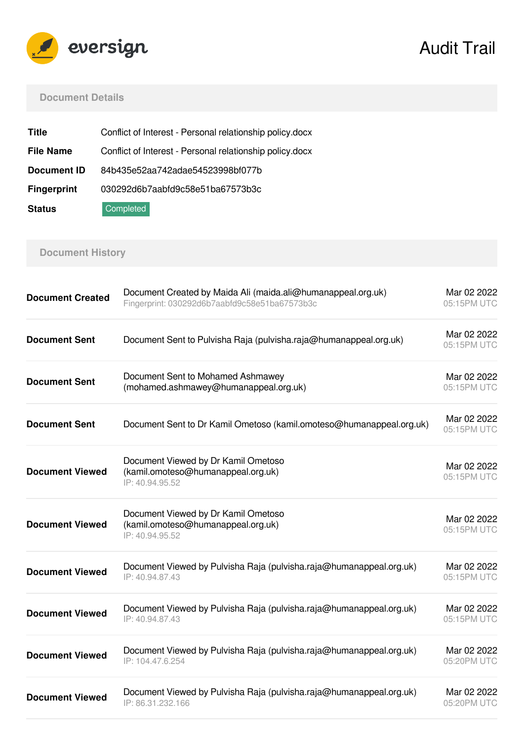eversign

# Audit Trail

## Document Details

| | |
|---|---|
| **Title** | Conflict of Interest - Personal relationship policy.docx |
| **File Name** | Conflict of Interest - Personal relationship policy.docx |
| **Document ID** | 84b435e52aa742adae54523998bf077b |
| **Fingerprint** | 030292d6b7aabfd9c58e51ba67573b3c |
| **Status** | Completed |

## Document History

| | | |
|---|---|---|
| **Document Created** | Document Created by Maida Ali (maida.ali@humanappeal.org.uk)<br>Fingerprint: 030292d6b7aabfd9c58e51ba67573b3c | Mar 02 2022<br>05:15PM UTC |
| **Document Sent** | Document Sent to Pulvisha Raja (pulvisha.raja@humanappeal.org.uk) | Mar 02 2022<br>05:15PM UTC |
| **Document Sent** | Document Sent to Mohamed Ashmawey (mohamed.ashmawey@humanappeal.org.uk) | Mar 02 2022<br>05:15PM UTC |
| **Document Sent** | Document Sent to Dr Kamil Ometoso (kamil.omoteso@humanappeal.org.uk) | Mar 02 2022<br>05:15PM UTC |
| **Document Viewed** | Document Viewed by Dr Kamil Ometoso (kamil.omoteso@humanappeal.org.uk)<br>IP: 40.94.95.52 | Mar 02 2022<br>05:15PM UTC |
| **Document Viewed** | Document Viewed by Dr Kamil Ometoso (kamil.omoteso@humanappeal.org.uk)<br>IP: 40.94.95.52 | Mar 02 2022<br>05:15PM UTC |
| **Document Viewed** | Document Viewed by Pulvisha Raja (pulvisha.raja@humanappeal.org.uk)<br>IP: 40.94.87.43 | Mar 02 2022<br>05:15PM UTC |
| **Document Viewed** | Document Viewed by Pulvisha Raja (pulvisha.raja@humanappeal.org.uk)<br>IP: 40.94.87.43 | Mar 02 2022<br>05:15PM UTC |
| **Document Viewed** | Document Viewed by Pulvisha Raja (pulvisha.raja@humanappeal.org.uk)<br>IP: 104.47.6.254 | Mar 02 2022<br>05:20PM UTC |
| **Document Viewed** | Document Viewed by Pulvisha Raja (pulvisha.raja@humanappeal.org.uk)<br>IP: 86.31.232.166 | Mar 02 2022<br>05:20PM UTC |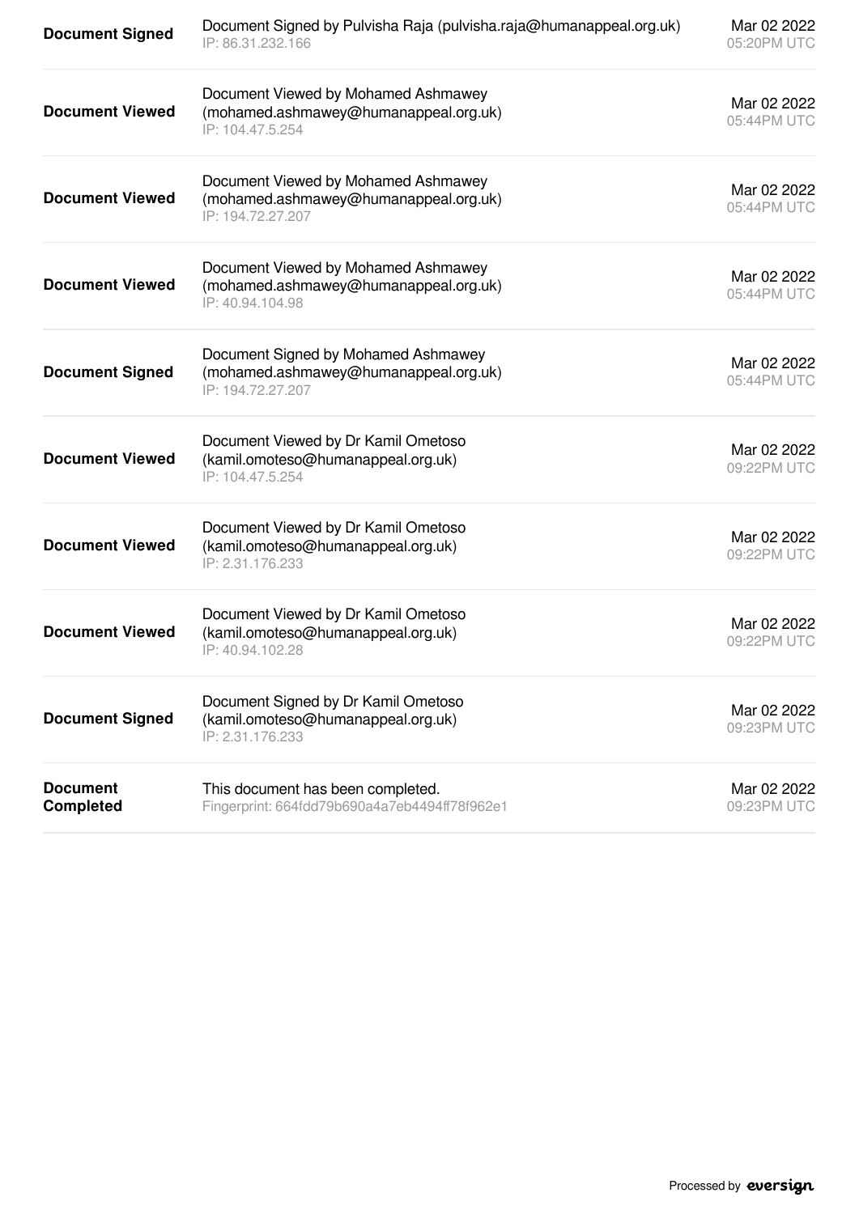| | | |
|---|---|---|
| **Document Signed** | Document Signed by Pulvisha Raja (pulvisha.raja@humanappeal.org.uk)<br>IP: 86.31.232.166 | Mar 02 2022<br>05:20PM UTC |
| **Document Viewed** | Document Viewed by Mohamed Ashmawey (mohamed.ashmawey@humanappeal.org.uk)<br>IP: 104.47.5.254 | Mar 02 2022<br>05:44PM UTC |
| **Document Viewed** | Document Viewed by Mohamed Ashmawey (mohamed.ashmawey@humanappeal.org.uk)<br>IP: 194.72.27.207 | Mar 02 2022<br>05:44PM UTC |
| **Document Viewed** | Document Viewed by Mohamed Ashmawey (mohamed.ashmawey@humanappeal.org.uk)<br>IP: 40.94.104.98 | Mar 02 2022<br>05:44PM UTC |
| **Document Signed** | Document Signed by Mohamed Ashmawey (mohamed.ashmawey@humanappeal.org.uk)<br>IP: 194.72.27.207 | Mar 02 2022<br>05:44PM UTC |
| **Document Viewed** | Document Viewed by Dr Kamil Ometoso (kamil.omoteso@humanappeal.org.uk)<br>IP: 104.47.5.254 | Mar 02 2022<br>09:22PM UTC |
| **Document Viewed** | Document Viewed by Dr Kamil Ometoso (kamil.omoteso@humanappeal.org.uk)<br>IP: 2.31.176.233 | Mar 02 2022<br>09:22PM UTC |
| **Document Viewed** | Document Viewed by Dr Kamil Ometoso (kamil.omoteso@humanappeal.org.uk)<br>IP: 40.94.102.28 | Mar 02 2022<br>09:22PM UTC |
| **Document Signed** | Document Signed by Dr Kamil Ometoso (kamil.omoteso@humanappeal.org.uk)<br>IP: 2.31.176.233 | Mar 02 2022<br>09:23PM UTC |
| **Document Completed** | This document has been completed.<br>Fingerprint: 664fdd79b690a4a7eb4494ff78f962e1 | Mar 02 2022<br>09:23PM UTC |

Processed by eversign